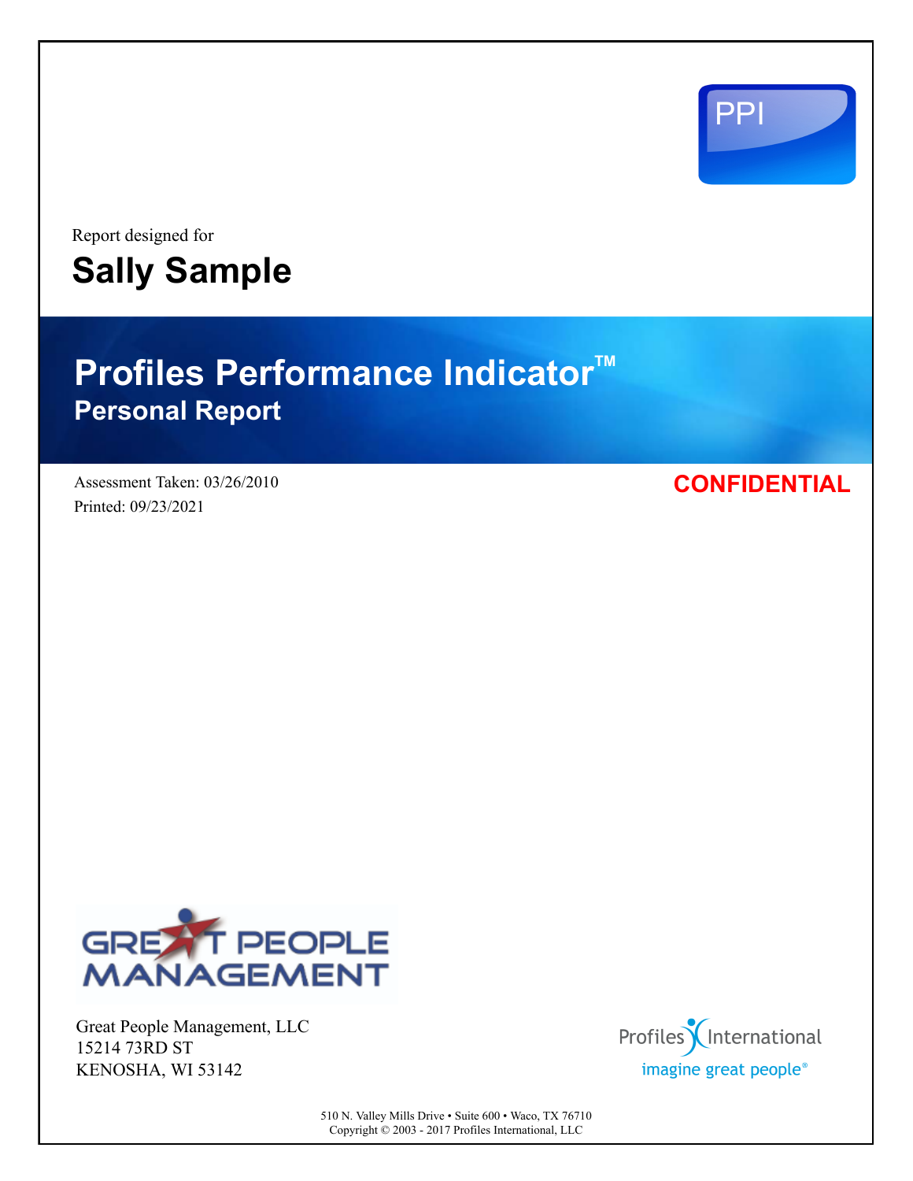PPI

Report designed for

# Sally Sample

# Profiles Performance Indicator™

## Personal Report

Assessment Taken: 03/26/2010

Printed: 09/23/2021

**CONFIDENTIAL**

GREAT PEOPLE MANAGEMENT

Great People Management, LLC
15214 73RD ST
KENOSHA, WI 53142

Profiles International
imagine great people®

510 N. Valley Mills Drive • Suite 600 • Waco, TX 76710
Copyright © 2003 - 2017 Profiles International, LLC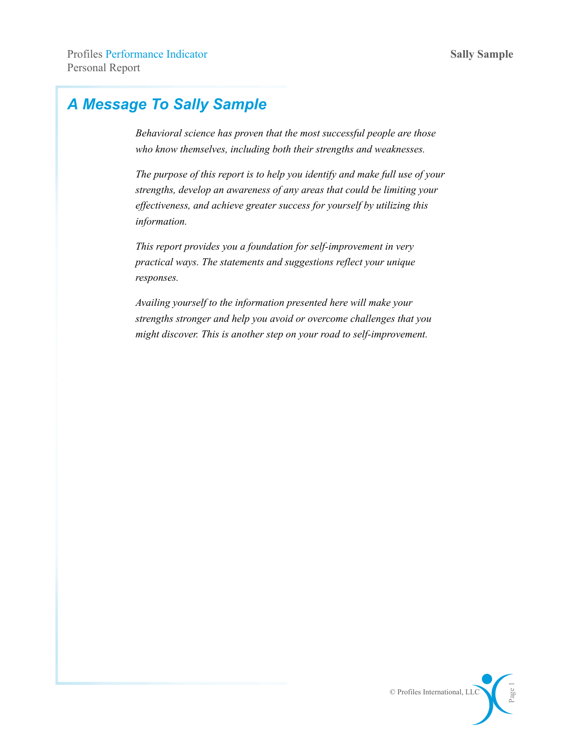# A Message To Sally Sample

*Behavioral science has proven that the most successful people are those who know themselves, including both their strengths and weaknesses.*

*The purpose of this report is to help you identify and make full use of your strengths, develop an awareness of any areas that could be limiting your effectiveness, and achieve greater success for yourself by utilizing this information.*

*This report provides you a foundation for self-improvement in very practical ways. The statements and suggestions reflect your unique responses.*

*Availing yourself to the information presented here will make your strengths stronger and help you avoid or overcome challenges that you might discover. This is another step on your road to self-improvement.*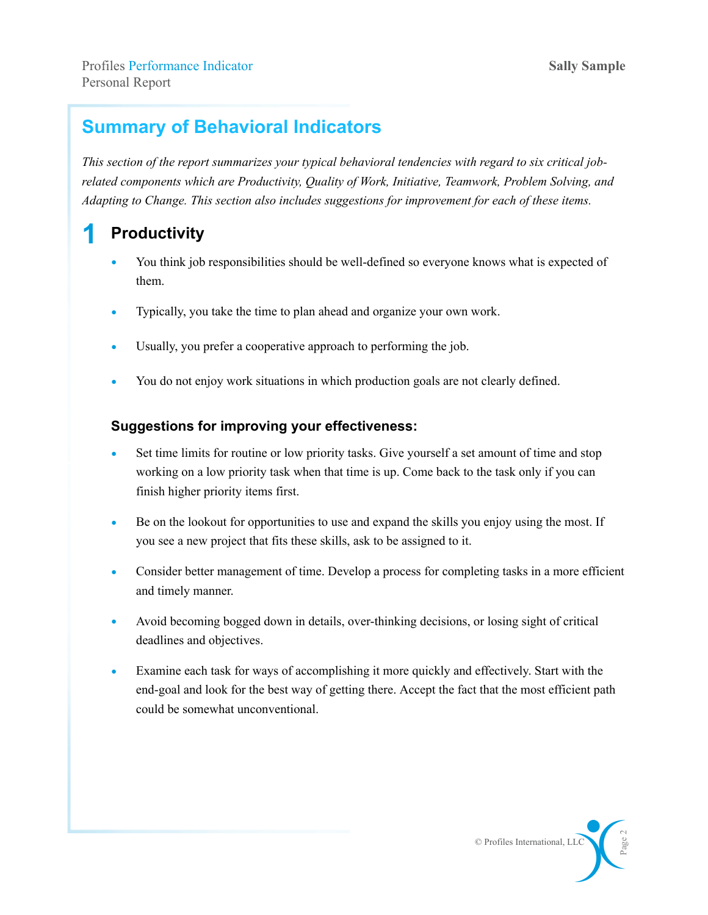## Summary of Behavioral Indicators

*This section of the report summarizes your typical behavioral tendencies with regard to six critical job-related components which are Productivity, Quality of Work, Initiative, Teamwork, Problem Solving, and Adapting to Change. This section also includes suggestions for improvement for each of these items.*

### 1 Productivity

- You think job responsibilities should be well-defined so everyone knows what is expected of them.
- Typically, you take the time to plan ahead and organize your own work.
- Usually, you prefer a cooperative approach to performing the job.
- You do not enjoy work situations in which production goals are not clearly defined.

#### Suggestions for improving your effectiveness:

- Set time limits for routine or low priority tasks. Give yourself a set amount of time and stop working on a low priority task when that time is up. Come back to the task only if you can finish higher priority items first.
- Be on the lookout for opportunities to use and expand the skills you enjoy using the most. If you see a new project that fits these skills, ask to be assigned to it.
- Consider better management of time. Develop a process for completing tasks in a more efficient and timely manner.
- Avoid becoming bogged down in details, over-thinking decisions, or losing sight of critical deadlines and objectives.
- Examine each task for ways of accomplishing it more quickly and effectively. Start with the end-goal and look for the best way of getting there. Accept the fact that the most efficient path could be somewhat unconventional.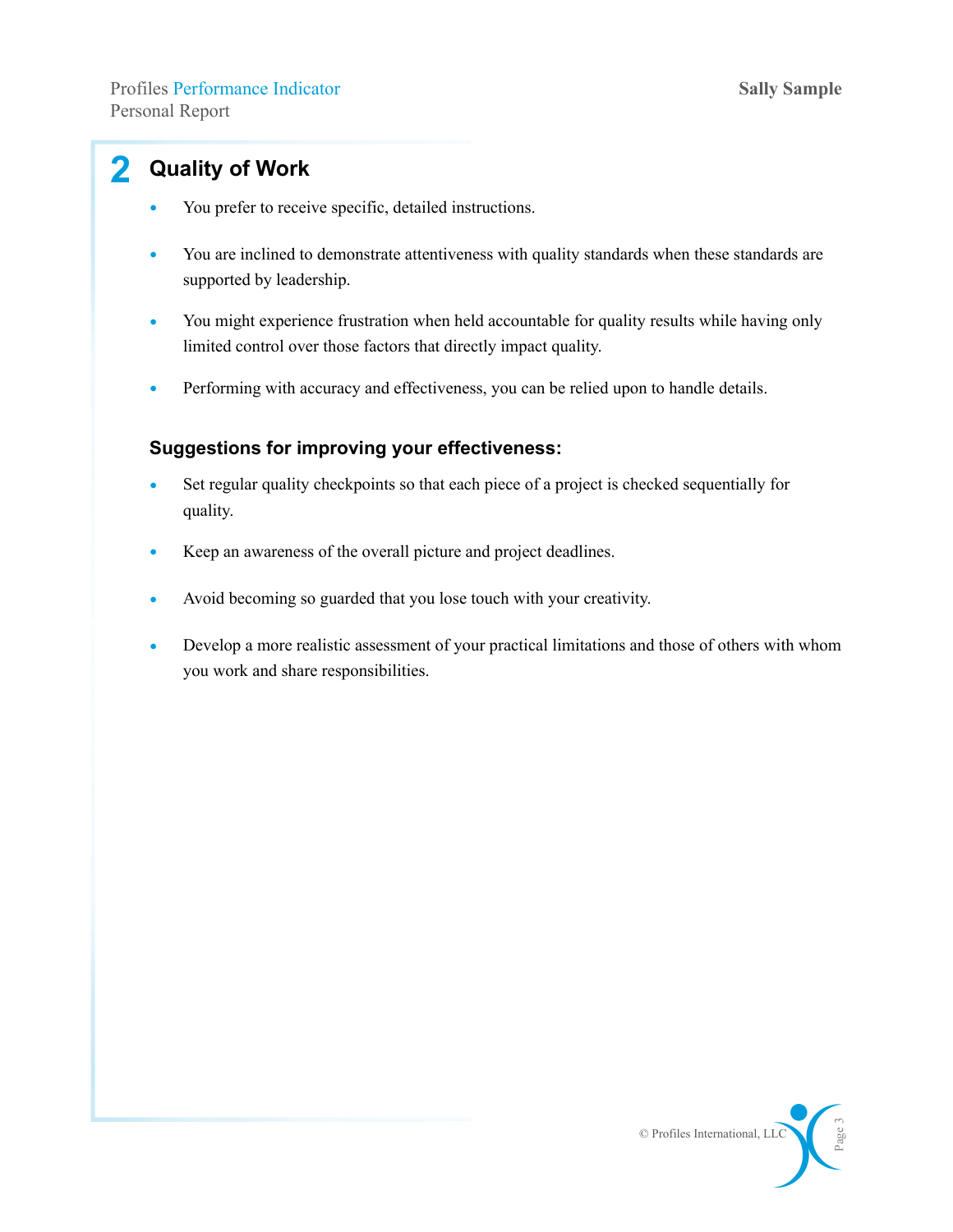## 2 Quality of Work

- You prefer to receive specific, detailed instructions.
- You are inclined to demonstrate attentiveness with quality standards when these standards are supported by leadership.
- You might experience frustration when held accountable for quality results while having only limited control over those factors that directly impact quality.
- Performing with accuracy and effectiveness, you can be relied upon to handle details.

### Suggestions for improving your effectiveness:

- Set regular quality checkpoints so that each piece of a project is checked sequentially for quality.
- Keep an awareness of the overall picture and project deadlines.
- Avoid becoming so guarded that you lose touch with your creativity.
- Develop a more realistic assessment of your practical limitations and those of others with whom you work and share responsibilities.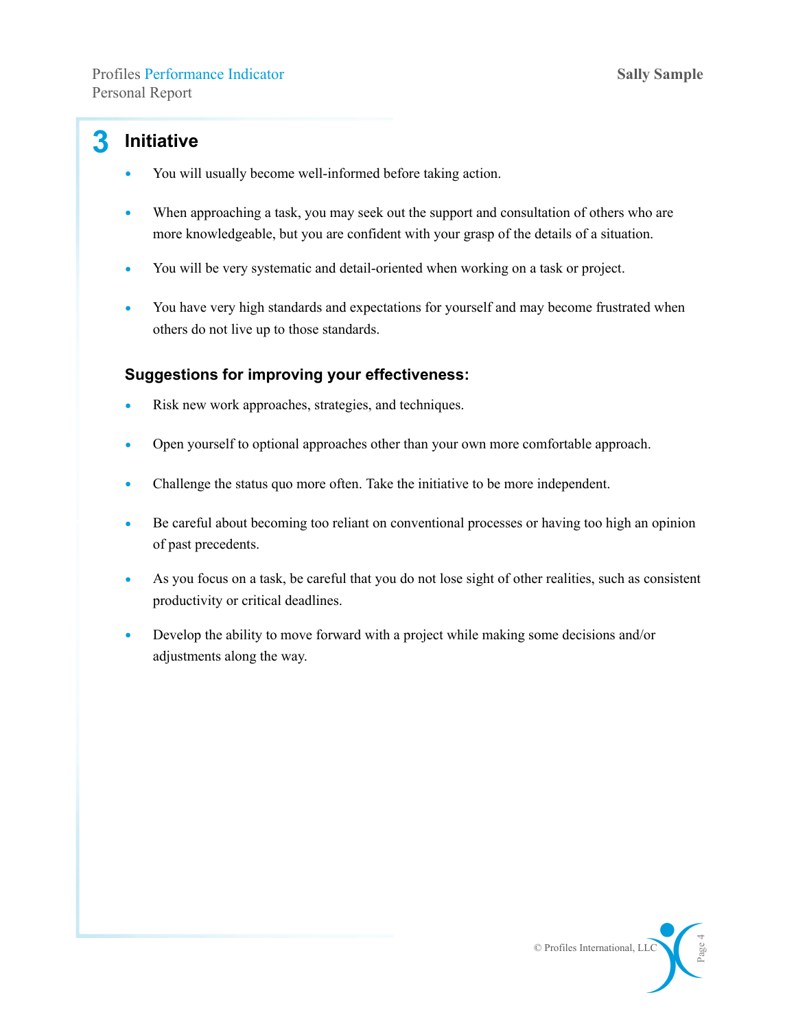## 3 Initiative

- You will usually become well-informed before taking action.
- When approaching a task, you may seek out the support and consultation of others who are more knowledgeable, but you are confident with your grasp of the details of a situation.
- You will be very systematic and detail-oriented when working on a task or project.
- You have very high standards and expectations for yourself and may become frustrated when others do not live up to those standards.

### Suggestions for improving your effectiveness:

- Risk new work approaches, strategies, and techniques.
- Open yourself to optional approaches other than your own more comfortable approach.
- Challenge the status quo more often. Take the initiative to be more independent.
- Be careful about becoming too reliant on conventional processes or having too high an opinion of past precedents.
- As you focus on a task, be careful that you do not lose sight of other realities, such as consistent productivity or critical deadlines.
- Develop the ability to move forward with a project while making some decisions and/or adjustments along the way.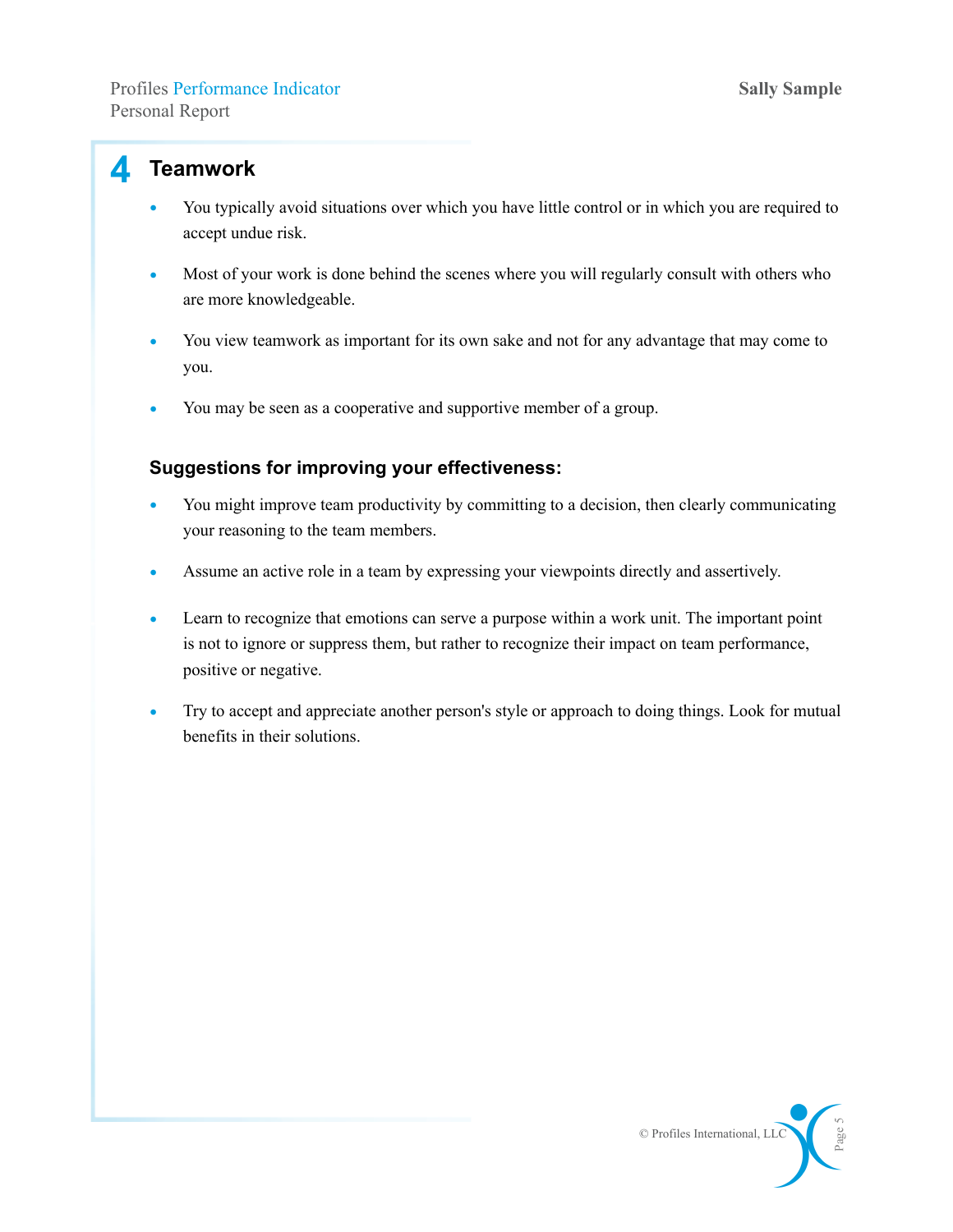## 4 Teamwork

- You typically avoid situations over which you have little control or in which you are required to accept undue risk.
- Most of your work is done behind the scenes where you will regularly consult with others who are more knowledgeable.
- You view teamwork as important for its own sake and not for any advantage that may come to you.
- You may be seen as a cooperative and supportive member of a group.

### Suggestions for improving your effectiveness:

- You might improve team productivity by committing to a decision, then clearly communicating your reasoning to the team members.
- Assume an active role in a team by expressing your viewpoints directly and assertively.
- Learn to recognize that emotions can serve a purpose within a work unit. The important point is not to ignore or suppress them, but rather to recognize their impact on team performance, positive or negative.
- Try to accept and appreciate another person's style or approach to doing things. Look for mutual benefits in their solutions.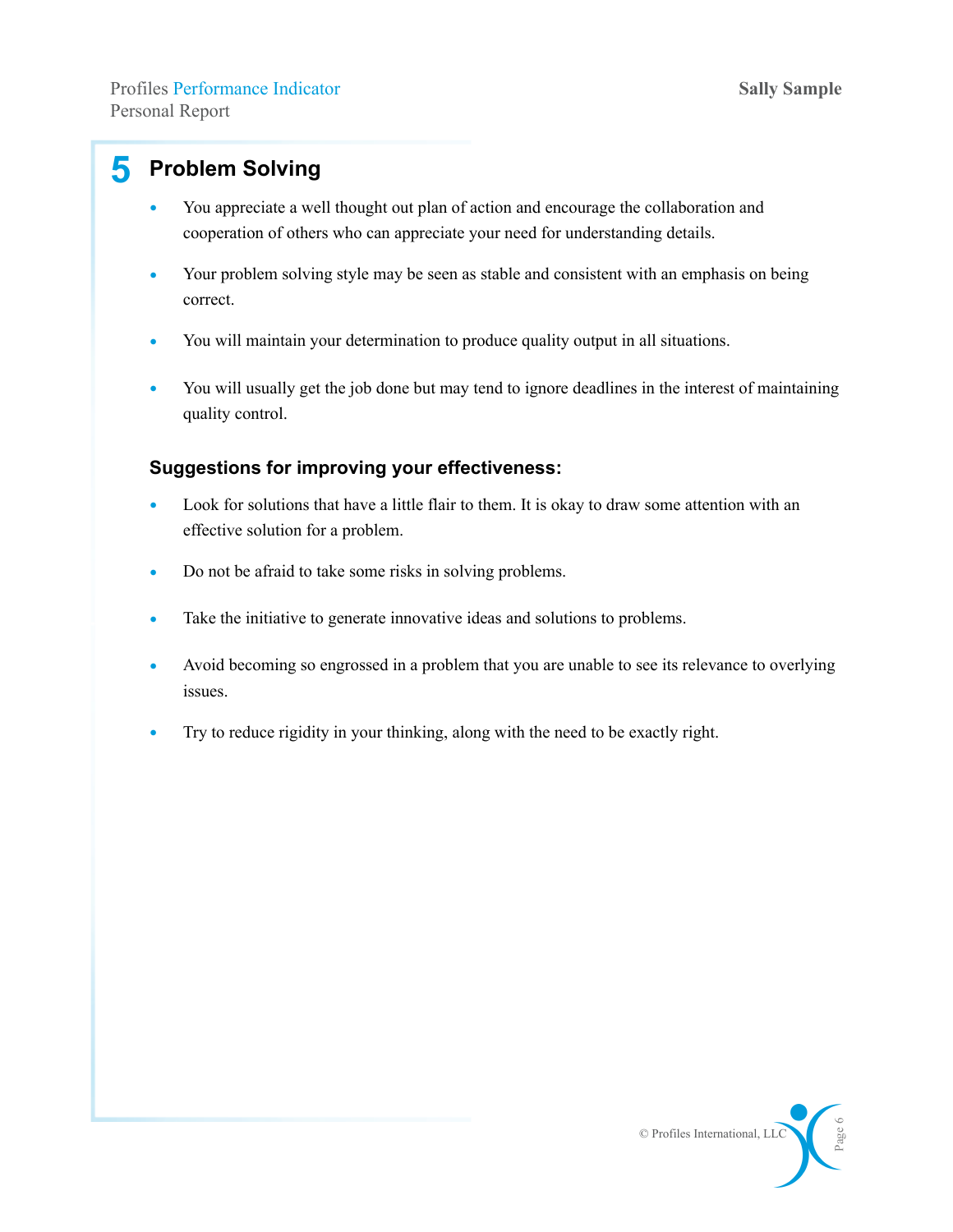## 5 Problem Solving

- You appreciate a well thought out plan of action and encourage the collaboration and cooperation of others who can appreciate your need for understanding details.
- Your problem solving style may be seen as stable and consistent with an emphasis on being correct.
- You will maintain your determination to produce quality output in all situations.
- You will usually get the job done but may tend to ignore deadlines in the interest of maintaining quality control.

### Suggestions for improving your effectiveness:

- Look for solutions that have a little flair to them. It is okay to draw some attention with an effective solution for a problem.
- Do not be afraid to take some risks in solving problems.
- Take the initiative to generate innovative ideas and solutions to problems.
- Avoid becoming so engrossed in a problem that you are unable to see its relevance to overlying issues.
- Try to reduce rigidity in your thinking, along with the need to be exactly right.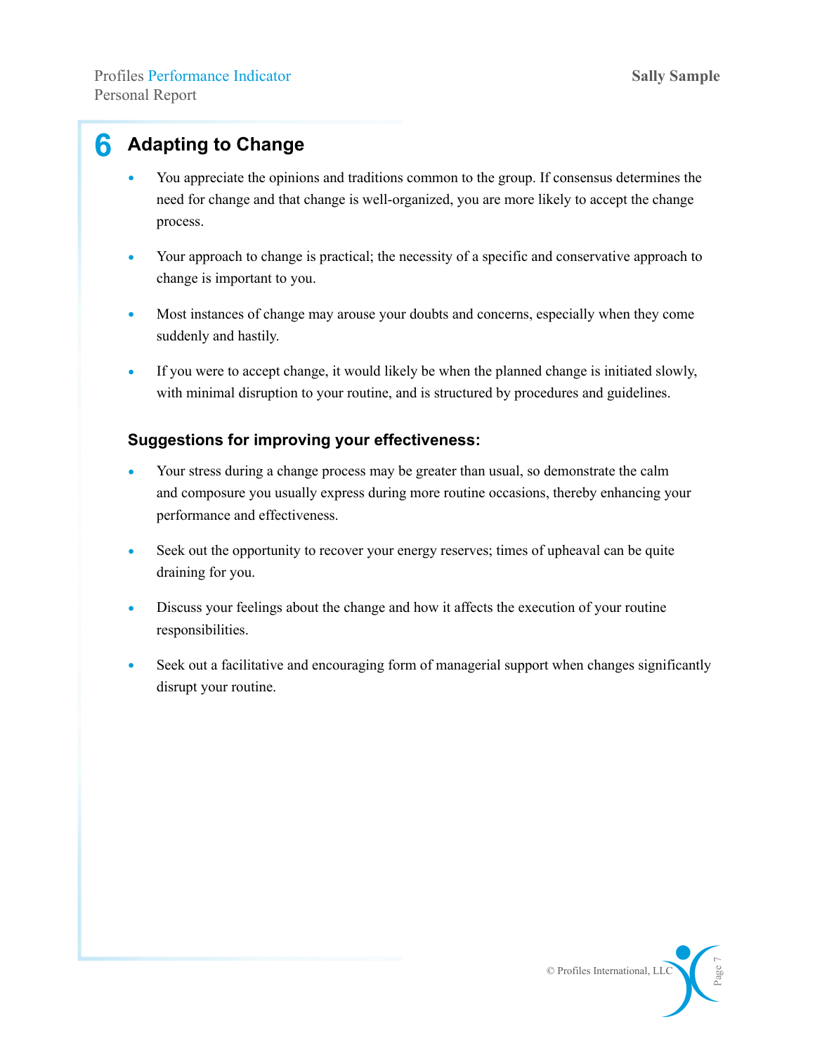# 6 Adapting to Change

- You appreciate the opinions and traditions common to the group. If consensus determines the need for change and that change is well-organized, you are more likely to accept the change process.
- Your approach to change is practical; the necessity of a specific and conservative approach to change is important to you.
- Most instances of change may arouse your doubts and concerns, especially when they come suddenly and hastily.
- If you were to accept change, it would likely be when the planned change is initiated slowly, with minimal disruption to your routine, and is structured by procedures and guidelines.

### Suggestions for improving your effectiveness:

- Your stress during a change process may be greater than usual, so demonstrate the calm and composure you usually express during more routine occasions, thereby enhancing your performance and effectiveness.
- Seek out the opportunity to recover your energy reserves; times of upheaval can be quite draining for you.
- Discuss your feelings about the change and how it affects the execution of your routine responsibilities.
- Seek out a facilitative and encouraging form of managerial support when changes significantly disrupt your routine.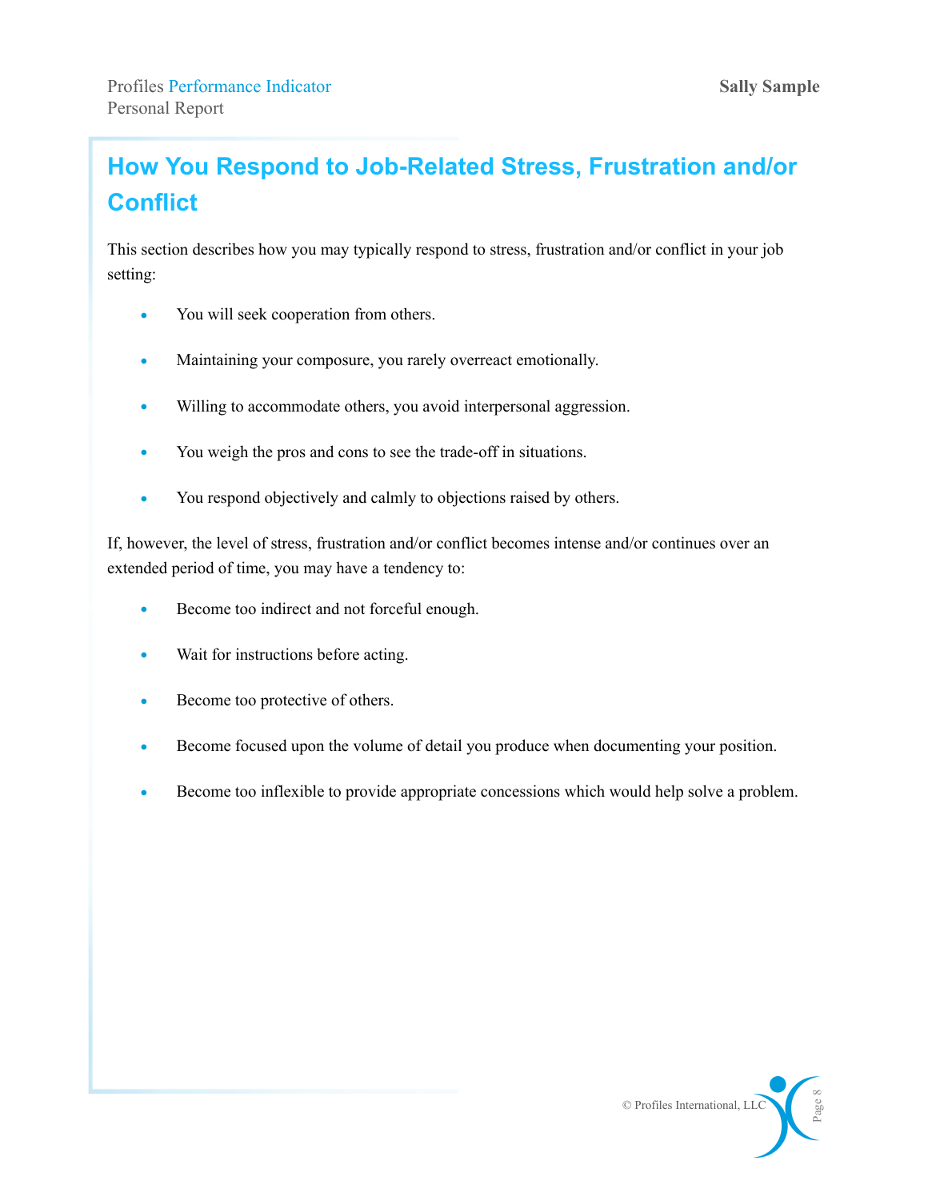# How You Respond to Job-Related Stress, Frustration and/or Conflict

This section describes how you may typically respond to stress, frustration and/or conflict in your job setting:

- You will seek cooperation from others.
- Maintaining your composure, you rarely overreact emotionally.
- Willing to accommodate others, you avoid interpersonal aggression.
- You weigh the pros and cons to see the trade-off in situations.
- You respond objectively and calmly to objections raised by others.

If, however, the level of stress, frustration and/or conflict becomes intense and/or continues over an extended period of time, you may have a tendency to:

- Become too indirect and not forceful enough.
- Wait for instructions before acting.
- Become too protective of others.
- Become focused upon the volume of detail you produce when documenting your position.
- Become too inflexible to provide appropriate concessions which would help solve a problem.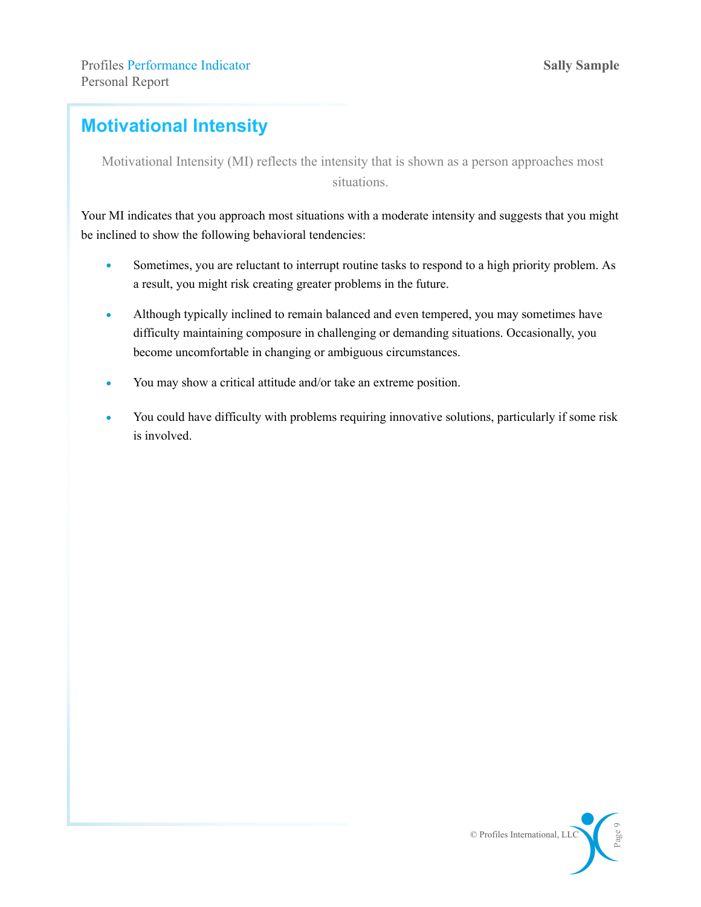# Motivational Intensity

Motivational Intensity (MI) reflects the intensity that is shown as a person approaches most situations.

Your MI indicates that you approach most situations with a moderate intensity and suggests that you might be inclined to show the following behavioral tendencies:

- Sometimes, you are reluctant to interrupt routine tasks to respond to a high priority problem. As a result, you might risk creating greater problems in the future.
- Although typically inclined to remain balanced and even tempered, you may sometimes have difficulty maintaining composure in challenging or demanding situations. Occasionally, you become uncomfortable in changing or ambiguous circumstances.
- You may show a critical attitude and/or take an extreme position.
- You could have difficulty with problems requiring innovative solutions, particularly if some risk is involved.